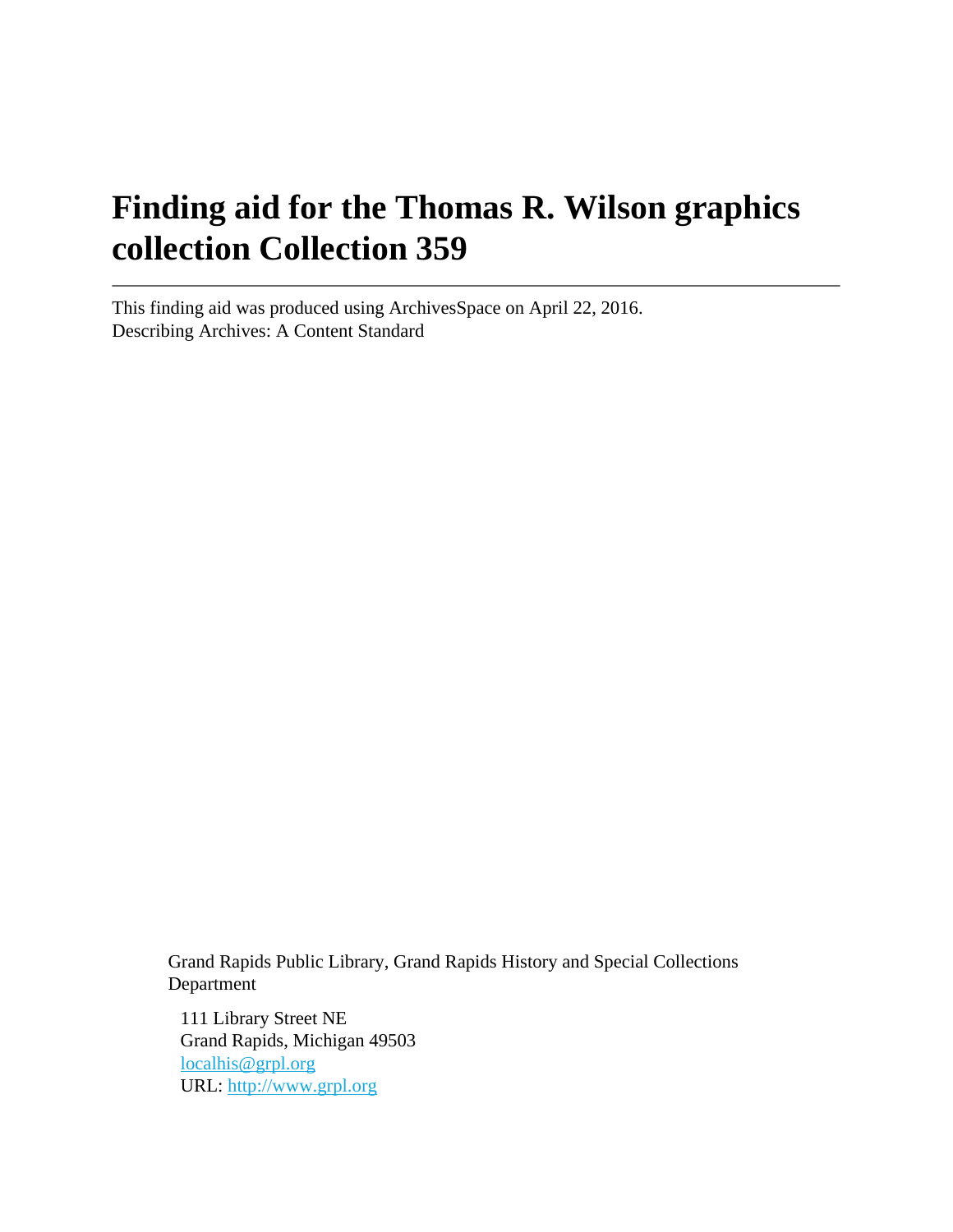# Finding aid for the Thomas R. Wilson graphics collection Collection 359

---

This finding aid was produced using ArchivesSpace on April 22, 2016.
Describing Archives: A Content Standard

Grand Rapids Public Library, Grand Rapids History and Special Collections Department

111 Library Street NE
Grand Rapids, Michigan 49503
localhis@grpl.org
URL: http://www.grpl.org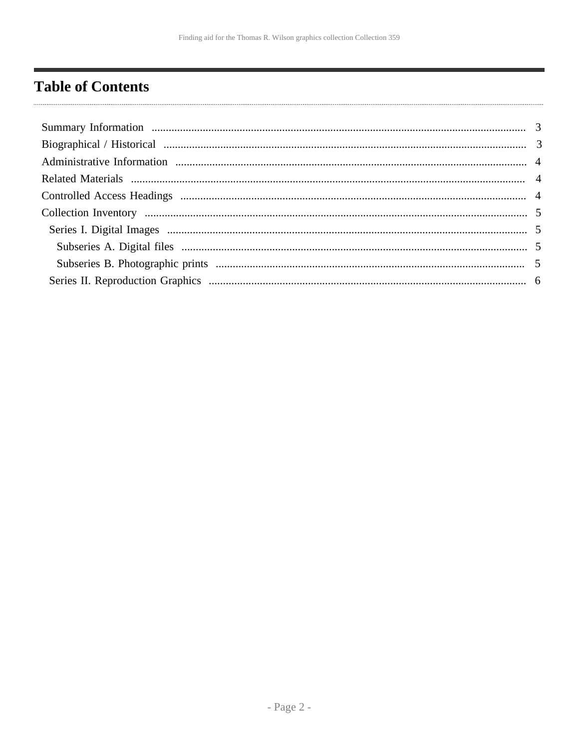# Table of Contents

- Summary Information ... 3
- Biographical / Historical ... 3
- Administrative Information ... 4
- Related Materials ... 4
- Controlled Access Headings ... 4
- Collection Inventory ... 5
  - Series I. Digital Images ... 5
    - Subseries A. Digital files ... 5
    - Subseries B. Photographic prints ... 5
  - Series II. Reproduction Graphics ... 6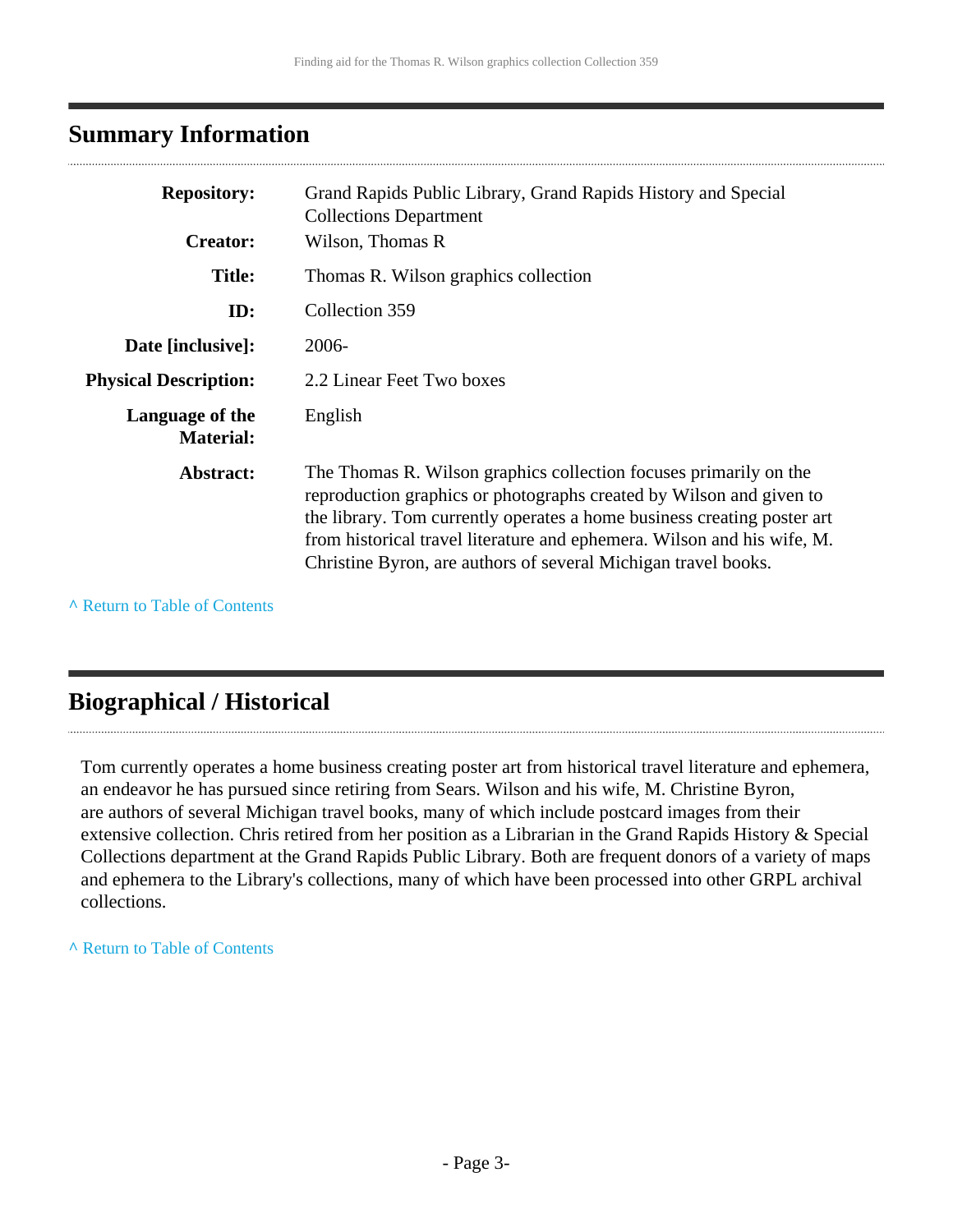## Summary Information

| | |
|---|---|
| **Repository:** | Grand Rapids Public Library, Grand Rapids History and Special Collections Department |
| **Creator:** | Wilson, Thomas R |
| **Title:** | Thomas R. Wilson graphics collection |
| **ID:** | Collection 359 |
| **Date [inclusive]:** | 2006- |
| **Physical Description:** | 2.2 Linear Feet Two boxes |
| **Language of the Material:** | English |
| **Abstract:** | The Thomas R. Wilson graphics collection focuses primarily on the reproduction graphics or photographs created by Wilson and given to the library. Tom currently operates a home business creating poster art from historical travel literature and ephemera. Wilson and his wife, M. Christine Byron, are authors of several Michigan travel books. |

^ Return to Table of Contents

## Biographical / Historical

Tom currently operates a home business creating poster art from historical travel literature and ephemera, an endeavor he has pursued since retiring from Sears. Wilson and his wife, M. Christine Byron, are authors of several Michigan travel books, many of which include postcard images from their extensive collection. Chris retired from her position as a Librarian in the Grand Rapids History & Special Collections department at the Grand Rapids Public Library. Both are frequent donors of a variety of maps and ephemera to the Library's collections, many of which have been processed into other GRPL archival collections.

^ Return to Table of Contents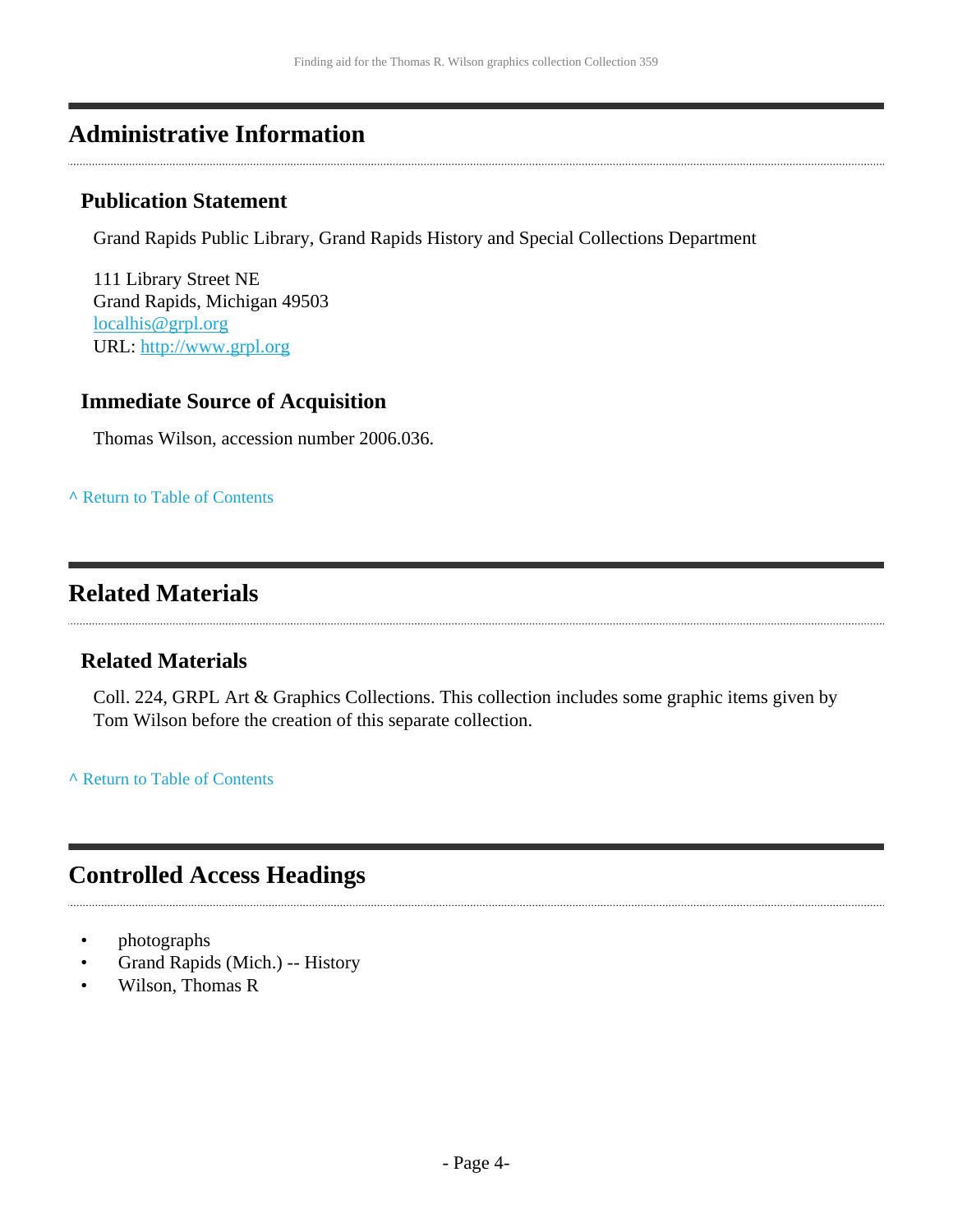## Administrative Information

### Publication Statement

Grand Rapids Public Library, Grand Rapids History and Special Collections Department

111 Library Street NE
Grand Rapids, Michigan 49503
localhis@grpl.org
URL: http://www.grpl.org

### Immediate Source of Acquisition

Thomas Wilson, accession number 2006.036.

^ Return to Table of Contents

## Related Materials

### Related Materials

Coll. 224, GRPL Art & Graphics Collections. This collection includes some graphic items given by Tom Wilson before the creation of this separate collection.

^ Return to Table of Contents

## Controlled Access Headings

- photographs
- Grand Rapids (Mich.) -- History
- Wilson, Thomas R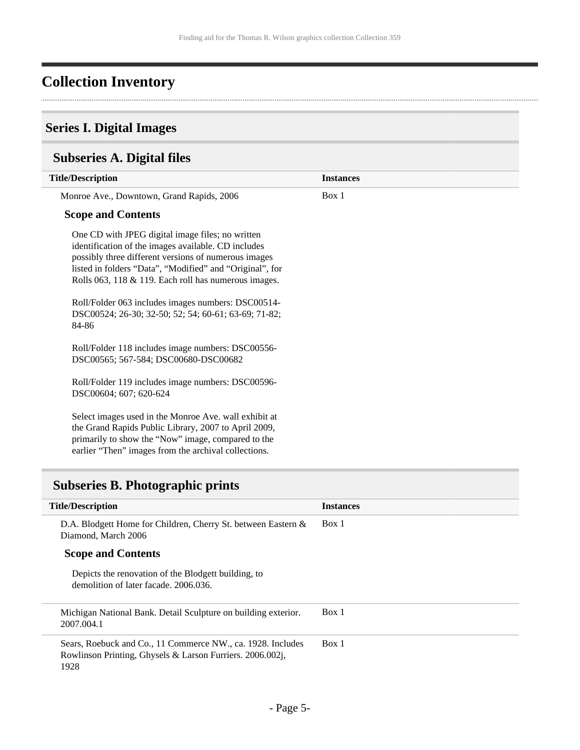# Collection Inventory

## Series I. Digital Images

### Subseries A. Digital files

| Title/Description | Instances |
| --- | --- |
| Monroe Ave., Downtown, Grand Rapids, 2006 | Box 1 |

#### Scope and Contents

One CD with JPEG digital image files; no written identification of the images available. CD includes possibly three different versions of numerous images listed in folders "Data", "Modified" and "Original", for Rolls 063, 118 & 119. Each roll has numerous images.

Roll/Folder 063 includes images numbers: DSC00514-DSC00524; 26-30; 32-50; 52; 54; 60-61; 63-69; 71-82; 84-86

Roll/Folder 118 includes image numbers: DSC00556-DSC00565; 567-584; DSC00680-DSC00682

Roll/Folder 119 includes image numbers: DSC00596-DSC00604; 607; 620-624

Select images used in the Monroe Ave. wall exhibit at the Grand Rapids Public Library, 2007 to April 2009, primarily to show the "Now" image, compared to the earlier "Then" images from the archival collections.

### Subseries B. Photographic prints

| Title/Description | Instances |
| --- | --- |
| D.A. Blodgett Home for Children, Cherry St. between Eastern & Diamond, March 2006 | Box 1 |

#### Scope and Contents

Depicts the renovation of the Blodgett building, to demolition of later facade. 2006.036.

| Title/Description | Instances |
| --- | --- |
| Michigan National Bank. Detail Sculpture on building exterior. 2007.004.1 | Box 1 |
| Sears, Roebuck and Co., 11 Commerce NW., ca. 1928. Includes Rowlinson Printing, Ghysels & Larson Furriers. 2006.002j, 1928 | Box 1 |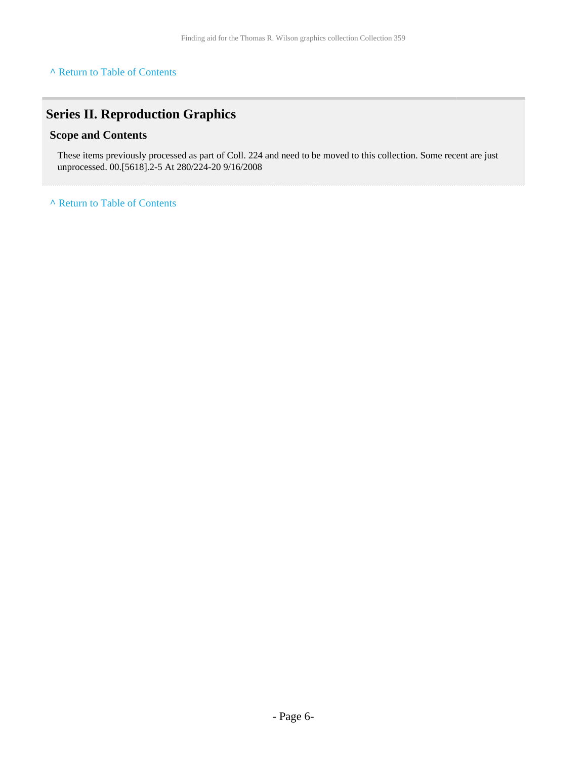^ Return to Table of Contents

## Series II. Reproduction Graphics

### Scope and Contents

These items previously processed as part of Coll. 224 and need to be moved to this collection. Some recent are just unprocessed. 00.[5618].2-5 At 280/224-20 9/16/2008

^ Return to Table of Contents